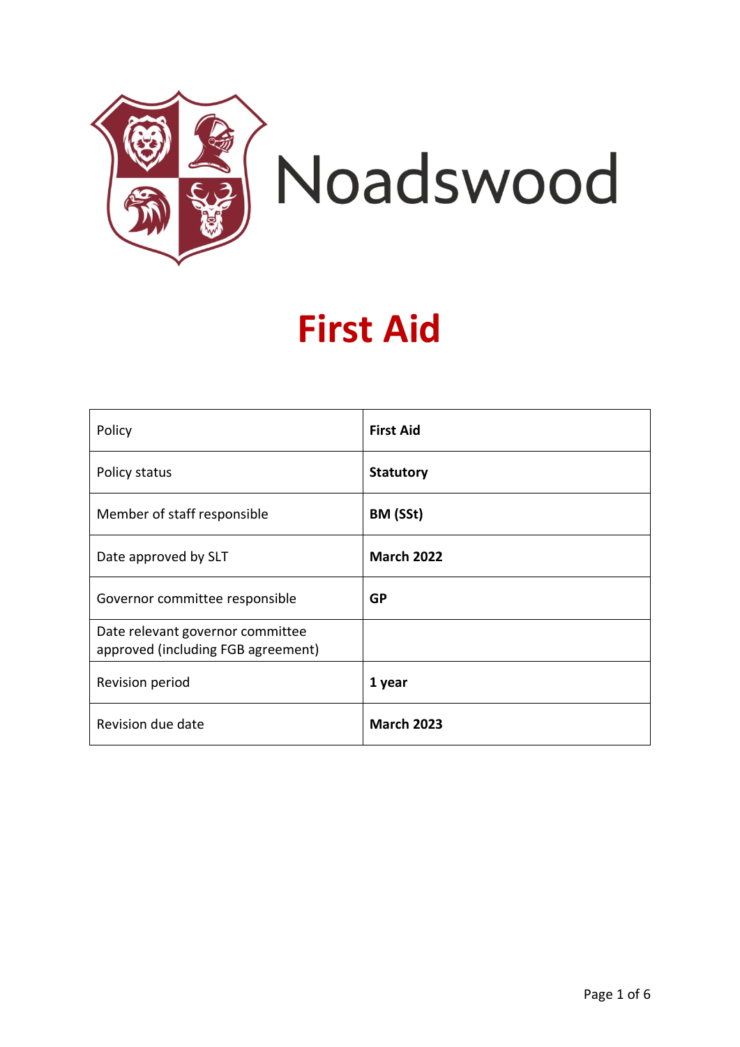Noadswood

# First Aid

| Policy | **First Aid** |
|---|---|
| Policy status | **Statutory** |
| Member of staff responsible | **BM (SSt)** |
| Date approved by SLT | **March 2022** |
| Governor committee responsible | **GP** |
| Date relevant governor committee approved (including FGB agreement) | |
| Revision period | **1 year** |
| Revision due date | **March 2023** |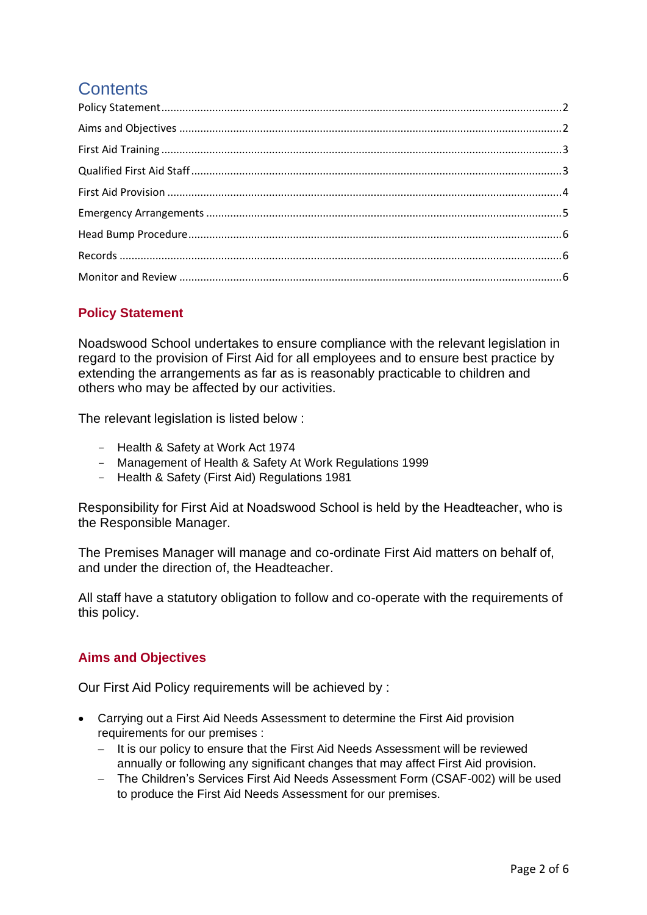# Contents

Policy Statement....................................................................................................................2
Aims and Objectives ...............................................................................................................2
First Aid Training ....................................................................................................................3
Qualified First Aid Staff ..........................................................................................................3
First Aid Provision ..................................................................................................................4
Emergency Arrangements ......................................................................................................5
Head Bump Procedure............................................................................................................6
Records ..................................................................................................................................6
Monitor and Review ...............................................................................................................6

## Policy Statement

Noadswood School undertakes to ensure compliance with the relevant legislation in regard to the provision of First Aid for all employees and to ensure best practice by extending the arrangements as far as is reasonably practicable to children and others who may be affected by our activities.

The relevant legislation is listed below :

- Health & Safety at Work Act 1974
- Management of Health & Safety At Work Regulations 1999
- Health & Safety (First Aid) Regulations 1981

Responsibility for First Aid at Noadswood School is held by the Headteacher, who is the Responsible Manager.

The Premises Manager will manage and co-ordinate First Aid matters on behalf of, and under the direction of, the Headteacher.

All staff have a statutory obligation to follow and co-operate with the requirements of this policy.

## Aims and Objectives

Our First Aid Policy requirements will be achieved by :

- Carrying out a First Aid Needs Assessment to determine the First Aid provision requirements for our premises :
  - It is our policy to ensure that the First Aid Needs Assessment will be reviewed annually or following any significant changes that may affect First Aid provision.
  - The Children's Services First Aid Needs Assessment Form (CSAF-002) will be used to produce the First Aid Needs Assessment for our premises.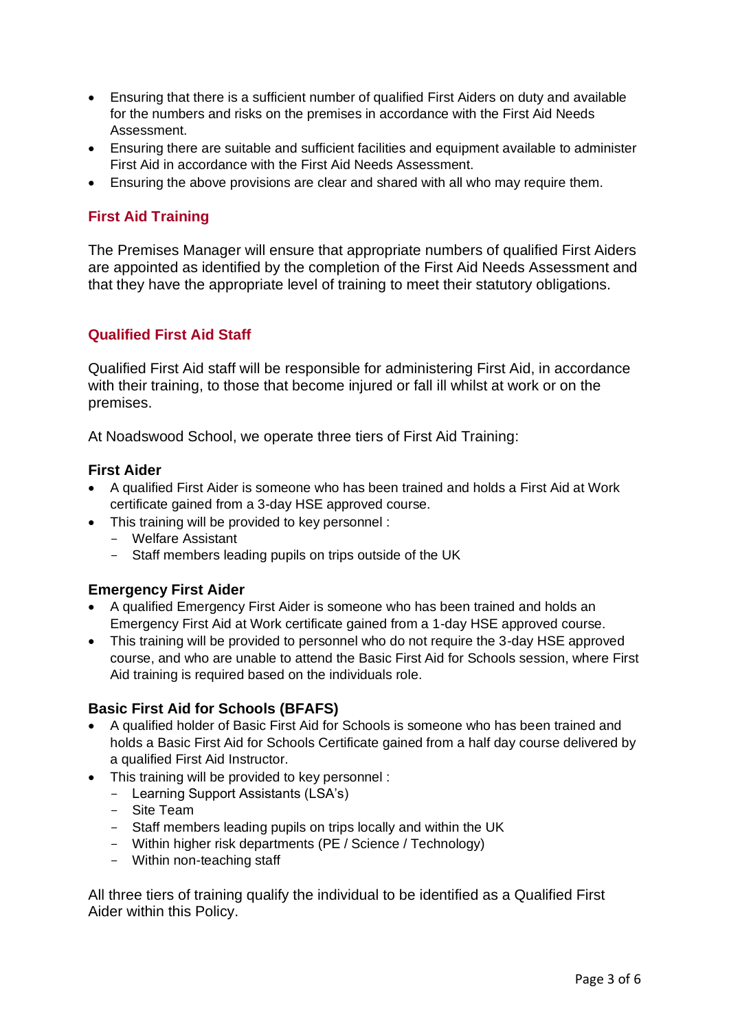- Ensuring that there is a sufficient number of qualified First Aiders on duty and available for the numbers and risks on the premises in accordance with the First Aid Needs Assessment.
- Ensuring there are suitable and sufficient facilities and equipment available to administer First Aid in accordance with the First Aid Needs Assessment.
- Ensuring the above provisions are clear and shared with all who may require them.

## First Aid Training

The Premises Manager will ensure that appropriate numbers of qualified First Aiders are appointed as identified by the completion of the First Aid Needs Assessment and that they have the appropriate level of training to meet their statutory obligations.

## Qualified First Aid Staff

Qualified First Aid staff will be responsible for administering First Aid, in accordance with their training, to those that become injured or fall ill whilst at work or on the premises.

At Noadswood School, we operate three tiers of First Aid Training:

### First Aider

- A qualified First Aider is someone who has been trained and holds a First Aid at Work certificate gained from a 3-day HSE approved course.
- This training will be provided to key personnel :
  - Welfare Assistant
  - Staff members leading pupils on trips outside of the UK

### Emergency First Aider

- A qualified Emergency First Aider is someone who has been trained and holds an Emergency First Aid at Work certificate gained from a 1-day HSE approved course.
- This training will be provided to personnel who do not require the 3-day HSE approved course, and who are unable to attend the Basic First Aid for Schools session, where First Aid training is required based on the individuals role.

### Basic First Aid for Schools (BFAFS)

- A qualified holder of Basic First Aid for Schools is someone who has been trained and holds a Basic First Aid for Schools Certificate gained from a half day course delivered by a qualified First Aid Instructor.
- This training will be provided to key personnel :
  - Learning Support Assistants (LSA's)
  - Site Team
  - Staff members leading pupils on trips locally and within the UK
  - Within higher risk departments (PE / Science / Technology)
  - Within non-teaching staff

All three tiers of training qualify the individual to be identified as a Qualified First Aider within this Policy.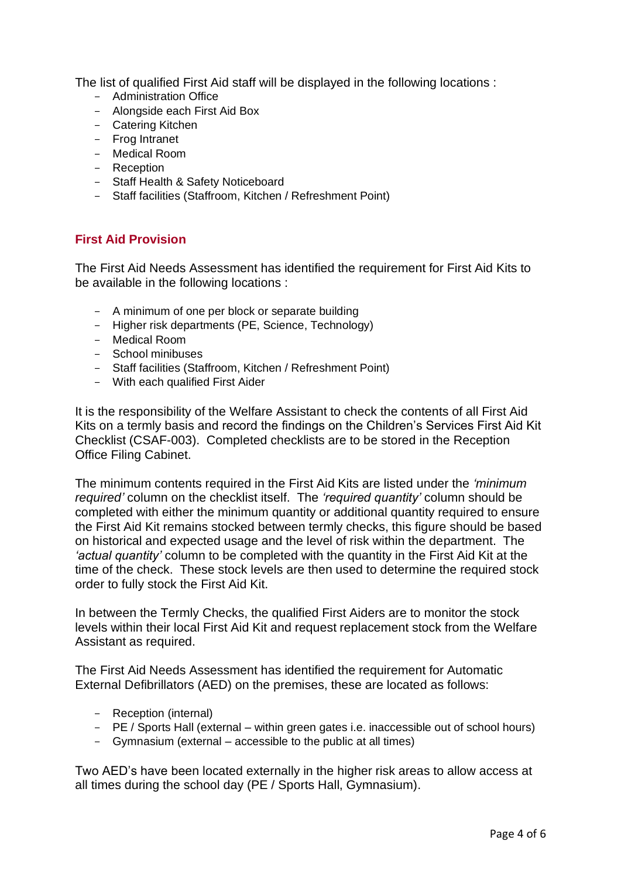The list of qualified First Aid staff will be displayed in the following locations :

- Administration Office
- Alongside each First Aid Box
- Catering Kitchen
- Frog Intranet
- Medical Room
- Reception
- Staff Health & Safety Noticeboard
- Staff facilities (Staffroom, Kitchen / Refreshment Point)

## First Aid Provision

The First Aid Needs Assessment has identified the requirement for First Aid Kits to be available in the following locations :

- A minimum of one per block or separate building
- Higher risk departments (PE, Science, Technology)
- Medical Room
- School minibuses
- Staff facilities (Staffroom, Kitchen / Refreshment Point)
- With each qualified First Aider

It is the responsibility of the Welfare Assistant to check the contents of all First Aid Kits on a termly basis and record the findings on the Children's Services First Aid Kit Checklist (CSAF-003). Completed checklists are to be stored in the Reception Office Filing Cabinet.

The minimum contents required in the First Aid Kits are listed under the *'minimum required'* column on the checklist itself. The *'required quantity'* column should be completed with either the minimum quantity or additional quantity required to ensure the First Aid Kit remains stocked between termly checks, this figure should be based on historical and expected usage and the level of risk within the department. The *'actual quantity'* column to be completed with the quantity in the First Aid Kit at the time of the check. These stock levels are then used to determine the required stock order to fully stock the First Aid Kit.

In between the Termly Checks, the qualified First Aiders are to monitor the stock levels within their local First Aid Kit and request replacement stock from the Welfare Assistant as required.

The First Aid Needs Assessment has identified the requirement for Automatic External Defibrillators (AED) on the premises, these are located as follows:

- Reception (internal)
- PE / Sports Hall (external – within green gates i.e. inaccessible out of school hours)
- Gymnasium (external – accessible to the public at all times)

Two AED's have been located externally in the higher risk areas to allow access at all times during the school day (PE / Sports Hall, Gymnasium).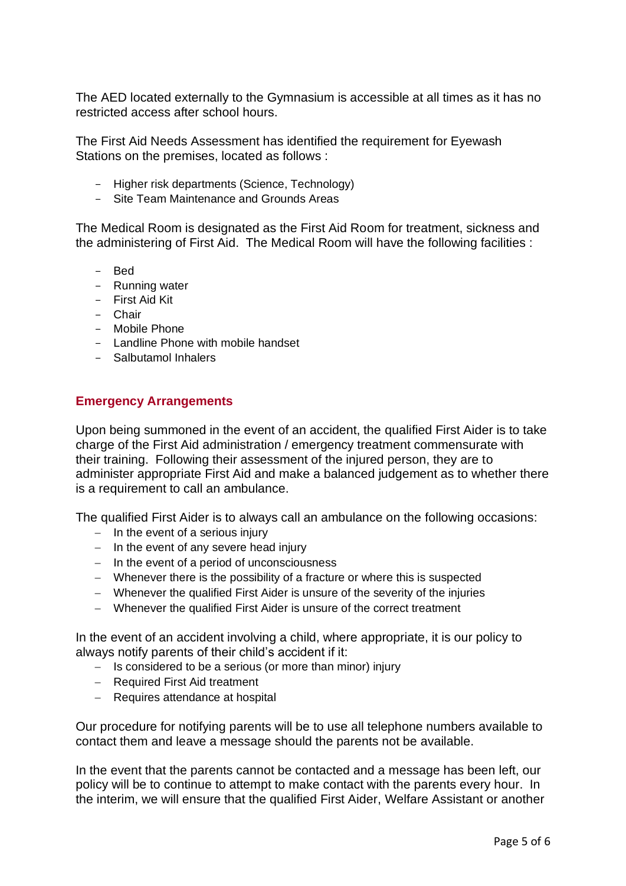The AED located externally to the Gymnasium is accessible at all times as it has no restricted access after school hours.

The First Aid Needs Assessment has identified the requirement for Eyewash Stations on the premises, located as follows :

- Higher risk departments (Science, Technology)
- Site Team Maintenance and Grounds Areas

The Medical Room is designated as the First Aid Room for treatment, sickness and the administering of First Aid. The Medical Room will have the following facilities :

- Bed
- Running water
- First Aid Kit
- Chair
- Mobile Phone
- Landline Phone with mobile handset
- Salbutamol Inhalers

## Emergency Arrangements

Upon being summoned in the event of an accident, the qualified First Aider is to take charge of the First Aid administration / emergency treatment commensurate with their training. Following their assessment of the injured person, they are to administer appropriate First Aid and make a balanced judgement as to whether there is a requirement to call an ambulance.

The qualified First Aider is to always call an ambulance on the following occasions:

- In the event of a serious injury
- In the event of any severe head injury
- In the event of a period of unconsciousness
- Whenever there is the possibility of a fracture or where this is suspected
- Whenever the qualified First Aider is unsure of the severity of the injuries
- Whenever the qualified First Aider is unsure of the correct treatment

In the event of an accident involving a child, where appropriate, it is our policy to always notify parents of their child's accident if it:

- Is considered to be a serious (or more than minor) injury
- Required First Aid treatment
- Requires attendance at hospital

Our procedure for notifying parents will be to use all telephone numbers available to contact them and leave a message should the parents not be available.

In the event that the parents cannot be contacted and a message has been left, our policy will be to continue to attempt to make contact with the parents every hour. In the interim, we will ensure that the qualified First Aider, Welfare Assistant or another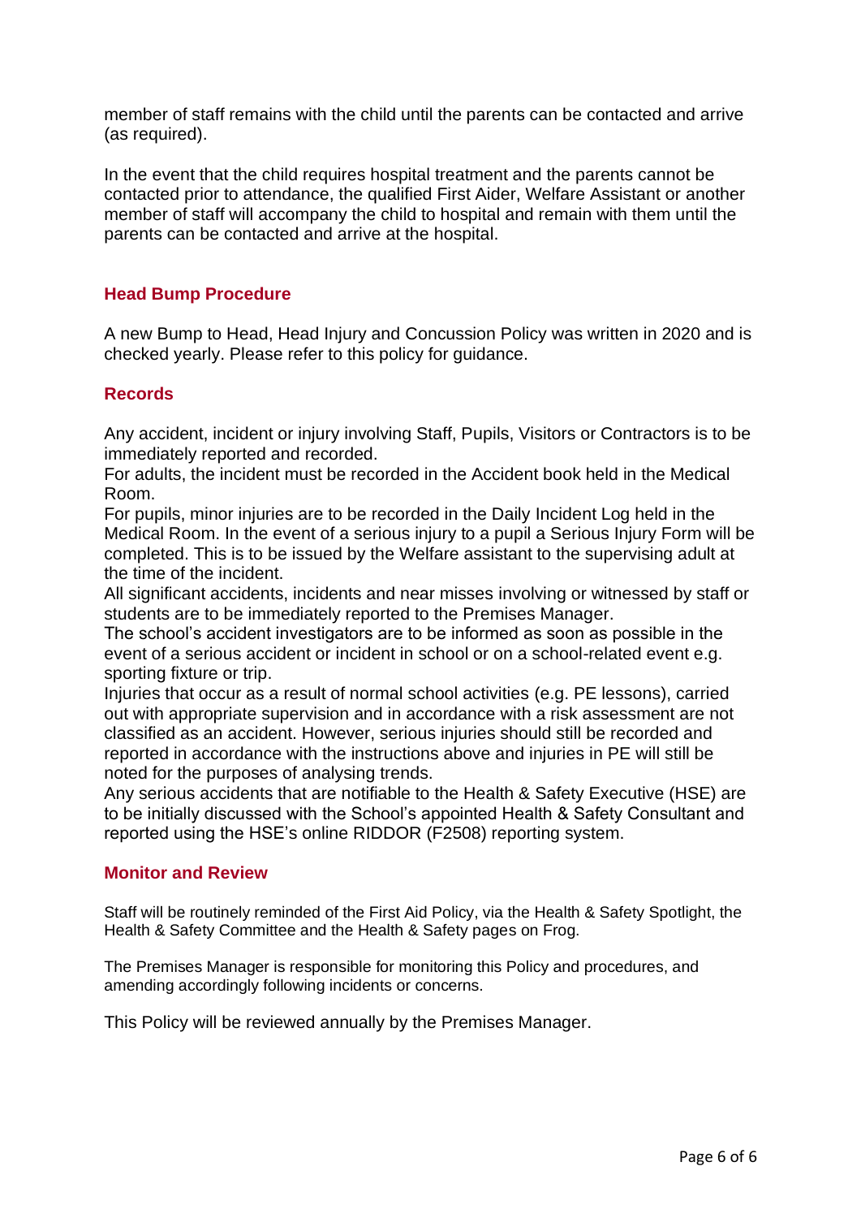member of staff remains with the child until the parents can be contacted and arrive (as required).

In the event that the child requires hospital treatment and the parents cannot be contacted prior to attendance, the qualified First Aider, Welfare Assistant or another member of staff will accompany the child to hospital and remain with them until the parents can be contacted and arrive at the hospital.

## Head Bump Procedure

A new Bump to Head, Head Injury and Concussion Policy was written in 2020 and is checked yearly. Please refer to this policy for guidance.

## Records

Any accident, incident or injury involving Staff, Pupils, Visitors or Contractors is to be immediately reported and recorded.
For adults, the incident must be recorded in the Accident book held in the Medical Room.
For pupils, minor injuries are to be recorded in the Daily Incident Log held in the Medical Room. In the event of a serious injury to a pupil a Serious Injury Form will be completed. This is to be issued by the Welfare assistant to the supervising adult at the time of the incident.
All significant accidents, incidents and near misses involving or witnessed by staff or students are to be immediately reported to the Premises Manager.
The school's accident investigators are to be informed as soon as possible in the event of a serious accident or incident in school or on a school-related event e.g. sporting fixture or trip.
Injuries that occur as a result of normal school activities (e.g. PE lessons), carried out with appropriate supervision and in accordance with a risk assessment are not classified as an accident. However, serious injuries should still be recorded and reported in accordance with the instructions above and injuries in PE will still be noted for the purposes of analysing trends.
Any serious accidents that are notifiable to the Health & Safety Executive (HSE) are to be initially discussed with the School's appointed Health & Safety Consultant and reported using the HSE's online RIDDOR (F2508) reporting system.

## Monitor and Review

Staff will be routinely reminded of the First Aid Policy, via the Health & Safety Spotlight, the Health & Safety Committee and the Health & Safety pages on Frog.

The Premises Manager is responsible for monitoring this Policy and procedures, and amending accordingly following incidents or concerns.

This Policy will be reviewed annually by the Premises Manager.